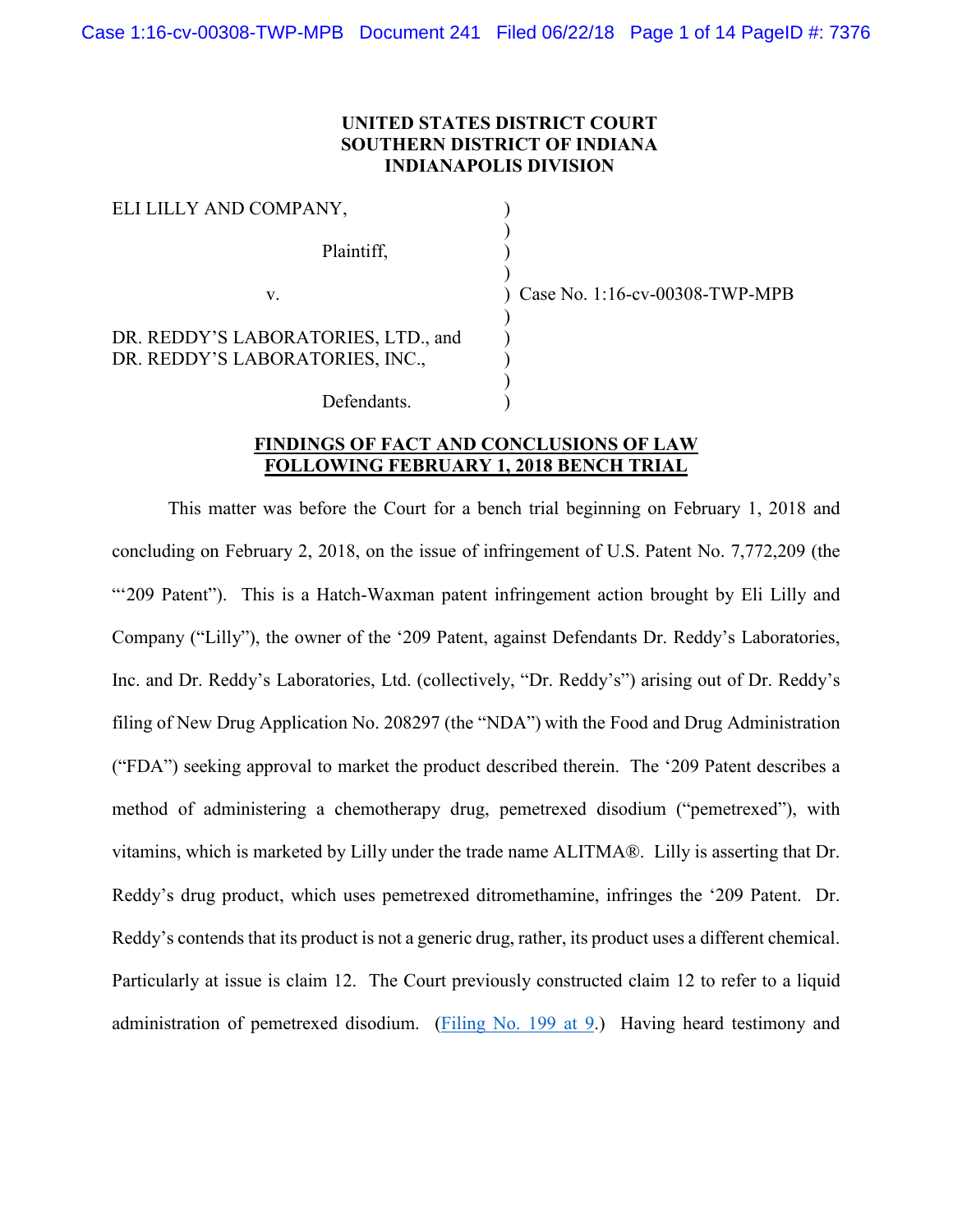**UNITED STATES DISTRICT COURT**
**SOUTHERN DISTRICT OF INDIANA**
**INDIANAPOLIS DIVISION**

ELI LILLY AND COMPANY,

Plaintiff,

v.

DR. REDDY'S LABORATORIES, LTD., and DR. REDDY'S LABORATORIES, INC.,

Defendants.

Case No. 1:16-cv-00308-TWP-MPB

**FINDINGS OF FACT AND CONCLUSIONS OF LAW FOLLOWING FEBRUARY 1, 2018 BENCH TRIAL**

This matter was before the Court for a bench trial beginning on February 1, 2018 and concluding on February 2, 2018, on the issue of infringement of U.S. Patent No. 7,772,209 (the "'209 Patent"). This is a Hatch-Waxman patent infringement action brought by Eli Lilly and Company ("Lilly"), the owner of the '209 Patent, against Defendants Dr. Reddy's Laboratories, Inc. and Dr. Reddy's Laboratories, Ltd. (collectively, "Dr. Reddy's") arising out of Dr. Reddy's filing of New Drug Application No. 208297 (the "NDA") with the Food and Drug Administration ("FDA") seeking approval to market the product described therein. The '209 Patent describes a method of administering a chemotherapy drug, pemetrexed disodium ("pemetrexed"), with vitamins, which is marketed by Lilly under the trade name ALITMA®. Lilly is asserting that Dr. Reddy's drug product, which uses pemetrexed ditromethamine, infringes the '209 Patent. Dr. Reddy's contends that its product is not a generic drug, rather, its product uses a different chemical. Particularly at issue is claim 12. The Court previously constructed claim 12 to refer to a liquid administration of pemetrexed disodium. (Filing No. 199 at 9.) Having heard testimony and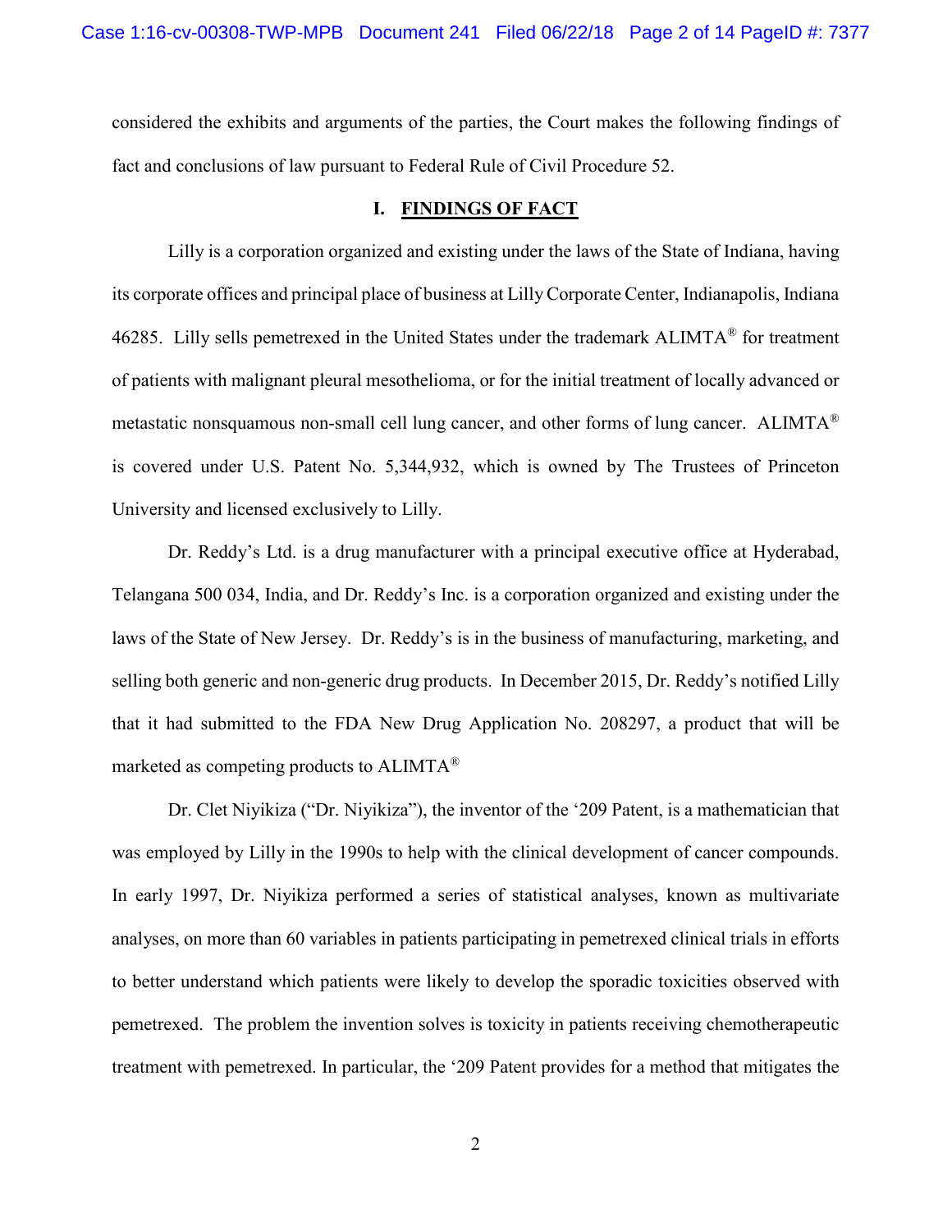considered the exhibits and arguments of the parties, the Court makes the following findings of fact and conclusions of law pursuant to Federal Rule of Civil Procedure 52.

## I. FINDINGS OF FACT

Lilly is a corporation organized and existing under the laws of the State of Indiana, having its corporate offices and principal place of business at Lilly Corporate Center, Indianapolis, Indiana 46285. Lilly sells pemetrexed in the United States under the trademark ALIMTA® for treatment of patients with malignant pleural mesothelioma, or for the initial treatment of locally advanced or metastatic nonsquamous non-small cell lung cancer, and other forms of lung cancer. ALIMTA® is covered under U.S. Patent No. 5,344,932, which is owned by The Trustees of Princeton University and licensed exclusively to Lilly.

Dr. Reddy's Ltd. is a drug manufacturer with a principal executive office at Hyderabad, Telangana 500 034, India, and Dr. Reddy's Inc. is a corporation organized and existing under the laws of the State of New Jersey. Dr. Reddy's is in the business of manufacturing, marketing, and selling both generic and non-generic drug products. In December 2015, Dr. Reddy's notified Lilly that it had submitted to the FDA New Drug Application No. 208297, a product that will be marketed as competing products to ALIMTA®

Dr. Clet Niyikiza ("Dr. Niyikiza"), the inventor of the '209 Patent, is a mathematician that was employed by Lilly in the 1990s to help with the clinical development of cancer compounds. In early 1997, Dr. Niyikiza performed a series of statistical analyses, known as multivariate analyses, on more than 60 variables in patients participating in pemetrexed clinical trials in efforts to better understand which patients were likely to develop the sporadic toxicities observed with pemetrexed. The problem the invention solves is toxicity in patients receiving chemotherapeutic treatment with pemetrexed. In particular, the '209 Patent provides for a method that mitigates the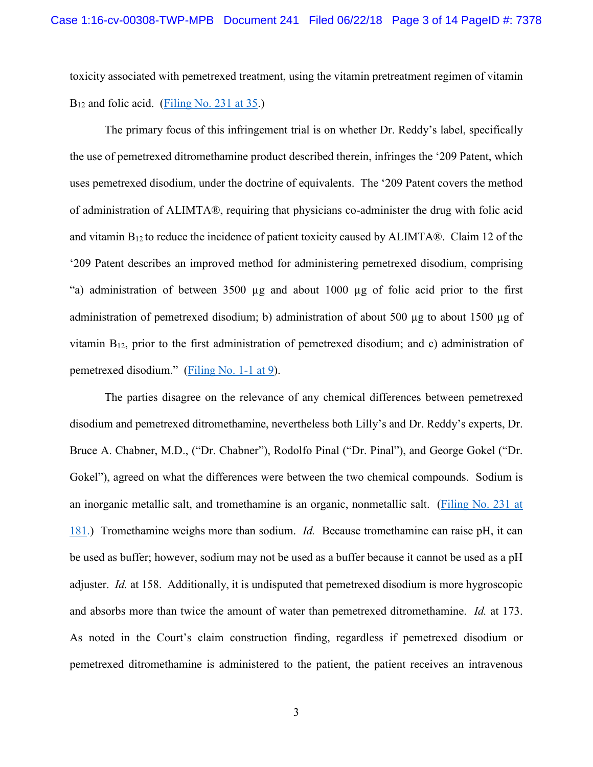toxicity associated with pemetrexed treatment, using the vitamin pretreatment regimen of vitamin $B_{12}$ and folic acid. (Filing No. 231 at 35.)

The primary focus of this infringement trial is on whether Dr. Reddy's label, specifically the use of pemetrexed ditromethamine product described therein, infringes the '209 Patent, which uses pemetrexed disodium, under the doctrine of equivalents. The '209 Patent covers the method of administration of ALIMTA®, requiring that physicians co-administer the drug with folic acid and vitamin $B_{12}$ to reduce the incidence of patient toxicity caused by ALIMTA®. Claim 12 of the '209 Patent describes an improved method for administering pemetrexed disodium, comprising "a) administration of between 3500 µg and about 1000 µg of folic acid prior to the first administration of pemetrexed disodium; b) administration of about 500 µg to about 1500 µg of vitamin $B_{12}$, prior to the first administration of pemetrexed disodium; and c) administration of pemetrexed disodium." (Filing No. 1-1 at 9).

The parties disagree on the relevance of any chemical differences between pemetrexed disodium and pemetrexed ditromethamine, nevertheless both Lilly's and Dr. Reddy's experts, Dr. Bruce A. Chabner, M.D., ("Dr. Chabner"), Rodolfo Pinal ("Dr. Pinal"), and George Gokel ("Dr. Gokel"), agreed on what the differences were between the two chemical compounds. Sodium is an inorganic metallic salt, and tromethamine is an organic, nonmetallic salt. (Filing No. 231 at 181.) Tromethamine weighs more than sodium. *Id.* Because tromethamine can raise pH, it can be used as buffer; however, sodium may not be used as a buffer because it cannot be used as a pH adjuster. *Id.* at 158. Additionally, it is undisputed that pemetrexed disodium is more hygroscopic and absorbs more than twice the amount of water than pemetrexed ditromethamine. *Id.* at 173. As noted in the Court's claim construction finding, regardless if pemetrexed disodium or pemetrexed ditromethamine is administered to the patient, the patient receives an intravenous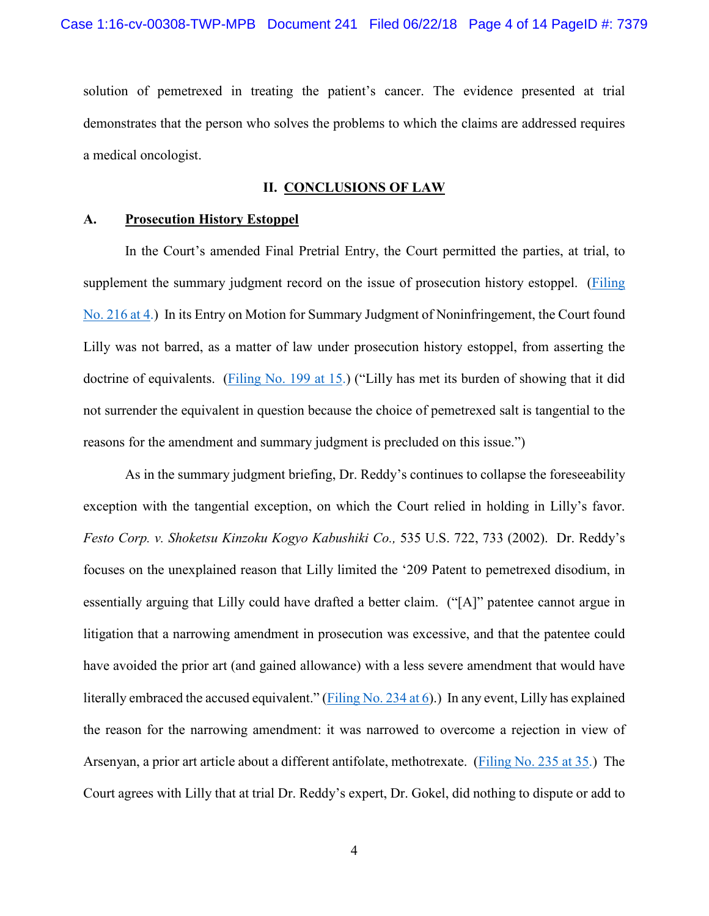solution of pemetrexed in treating the patient's cancer. The evidence presented at trial demonstrates that the person who solves the problems to which the claims are addressed requires a medical oncologist.

## II. CONCLUSIONS OF LAW

### A. Prosecution History Estoppel

In the Court's amended Final Pretrial Entry, the Court permitted the parties, at trial, to supplement the summary judgment record on the issue of prosecution history estoppel. (Filing No. 216 at 4.) In its Entry on Motion for Summary Judgment of Noninfringement, the Court found Lilly was not barred, as a matter of law under prosecution history estoppel, from asserting the doctrine of equivalents. (Filing No. 199 at 15.) ("Lilly has met its burden of showing that it did not surrender the equivalent in question because the choice of pemetrexed salt is tangential to the reasons for the amendment and summary judgment is precluded on this issue.")

As in the summary judgment briefing, Dr. Reddy's continues to collapse the foreseeability exception with the tangential exception, on which the Court relied in holding in Lilly's favor. *Festo Corp. v. Shoketsu Kinzoku Kogyo Kabushiki Co.,* 535 U.S. 722, 733 (2002). Dr. Reddy's focuses on the unexplained reason that Lilly limited the '209 Patent to pemetrexed disodium, in essentially arguing that Lilly could have drafted a better claim. ("[A]" patentee cannot argue in litigation that a narrowing amendment in prosecution was excessive, and that the patentee could have avoided the prior art (and gained allowance) with a less severe amendment that would have literally embraced the accused equivalent." (Filing No. 234 at 6).) In any event, Lilly has explained the reason for the narrowing amendment: it was narrowed to overcome a rejection in view of Arsenyan, a prior art article about a different antifolate, methotrexate. (Filing No. 235 at 35.) The Court agrees with Lilly that at trial Dr. Reddy's expert, Dr. Gokel, did nothing to dispute or add to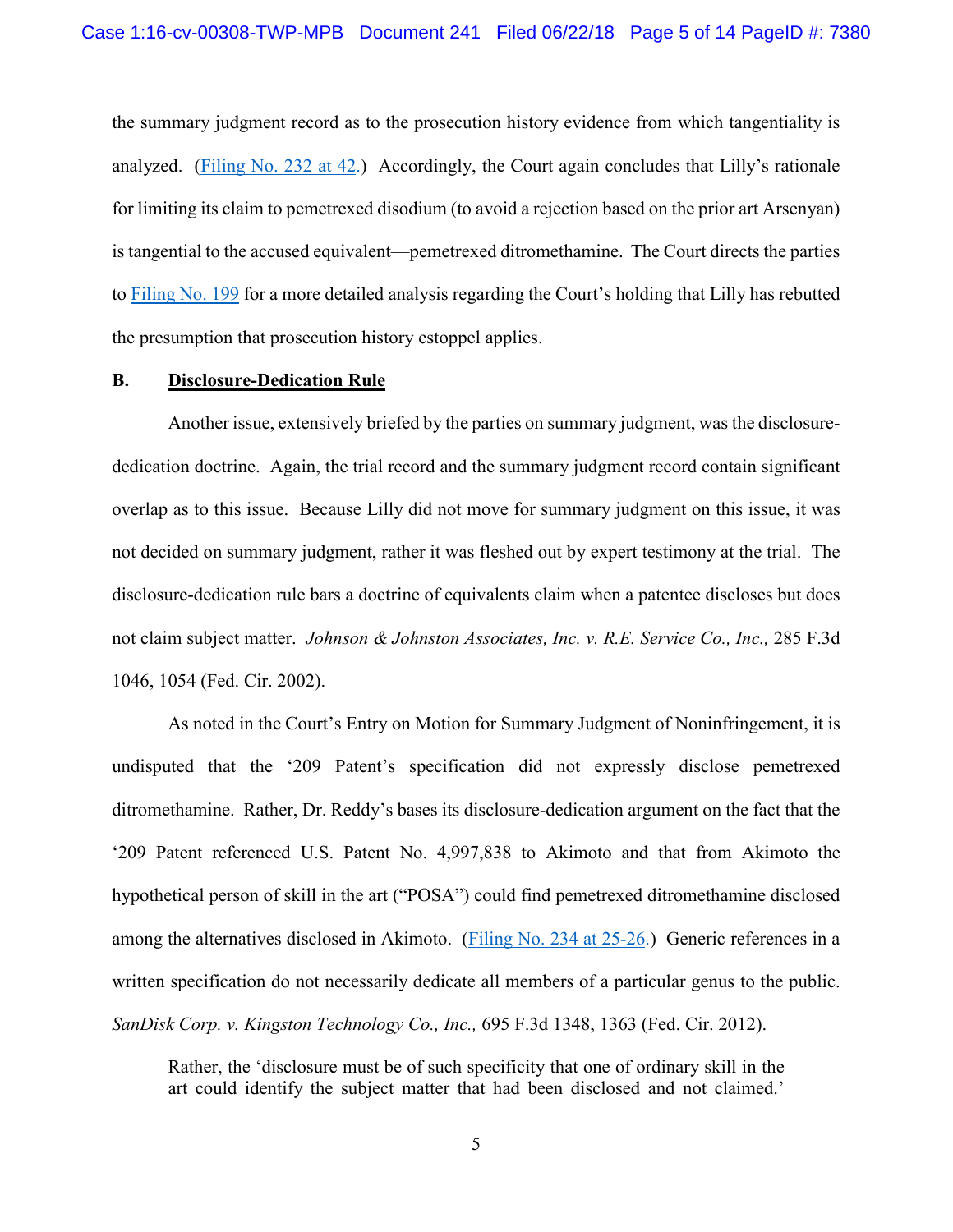the summary judgment record as to the prosecution history evidence from which tangentiality is analyzed. (Filing No. 232 at 42.) Accordingly, the Court again concludes that Lilly's rationale for limiting its claim to pemetrexed disodium (to avoid a rejection based on the prior art Arsenyan) is tangential to the accused equivalent—pemetrexed ditromethamine. The Court directs the parties to Filing No. 199 for a more detailed analysis regarding the Court's holding that Lilly has rebutted the presumption that prosecution history estoppel applies.

**B. Disclosure-Dedication Rule**

Another issue, extensively briefed by the parties on summary judgment, was the disclosure-dedication doctrine. Again, the trial record and the summary judgment record contain significant overlap as to this issue. Because Lilly did not move for summary judgment on this issue, it was not decided on summary judgment, rather it was fleshed out by expert testimony at the trial. The disclosure-dedication rule bars a doctrine of equivalents claim when a patentee discloses but does not claim subject matter. *Johnson & Johnston Associates, Inc. v. R.E. Service Co., Inc.,* 285 F.3d 1046, 1054 (Fed. Cir. 2002).

As noted in the Court's Entry on Motion for Summary Judgment of Noninfringement, it is undisputed that the '209 Patent's specification did not expressly disclose pemetrexed ditromethamine. Rather, Dr. Reddy's bases its disclosure-dedication argument on the fact that the '209 Patent referenced U.S. Patent No. 4,997,838 to Akimoto and that from Akimoto the hypothetical person of skill in the art ("POSA") could find pemetrexed ditromethamine disclosed among the alternatives disclosed in Akimoto. (Filing No. 234 at 25-26.) Generic references in a written specification do not necessarily dedicate all members of a particular genus to the public. *SanDisk Corp. v. Kingston Technology Co., Inc.,* 695 F.3d 1348, 1363 (Fed. Cir. 2012).

> Rather, the 'disclosure must be of such specificity that one of ordinary skill in the art could identify the subject matter that had been disclosed and not claimed.'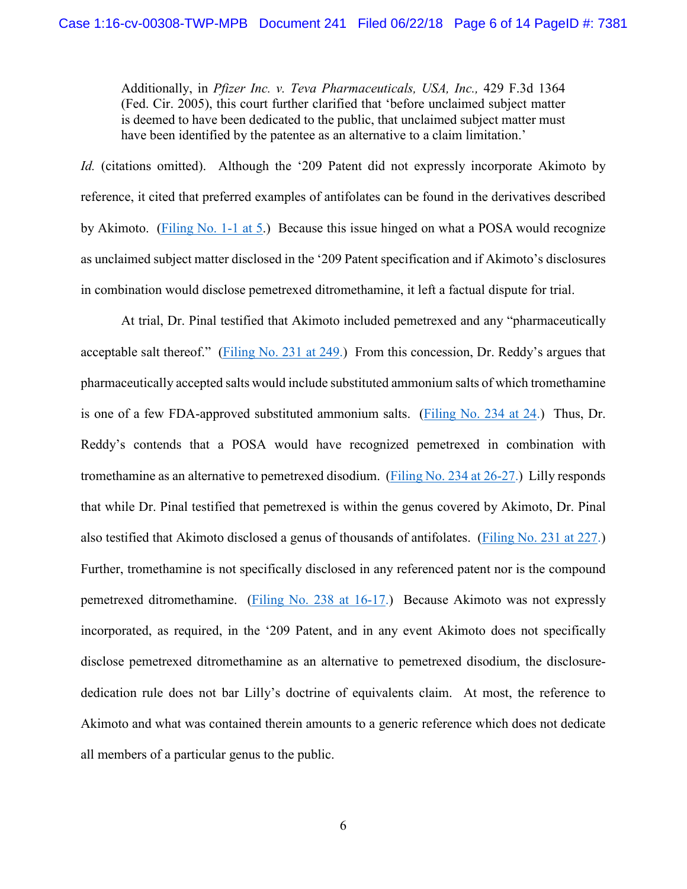> Additionally, in *Pfizer Inc. v. Teva Pharmaceuticals, USA, Inc.,* 429 F.3d 1364 (Fed. Cir. 2005), this court further clarified that 'before unclaimed subject matter is deemed to have been dedicated to the public, that unclaimed subject matter must have been identified by the patentee as an alternative to a claim limitation.'

*Id.* (citations omitted). Although the '209 Patent did not expressly incorporate Akimoto by reference, it cited that preferred examples of antifolates can be found in the derivatives described by Akimoto. (Filing No. 1-1 at 5.) Because this issue hinged on what a POSA would recognize as unclaimed subject matter disclosed in the '209 Patent specification and if Akimoto's disclosures in combination would disclose pemetrexed ditromethamine, it left a factual dispute for trial.

At trial, Dr. Pinal testified that Akimoto included pemetrexed and any "pharmaceutically acceptable salt thereof." (Filing No. 231 at 249.) From this concession, Dr. Reddy's argues that pharmaceutically accepted salts would include substituted ammonium salts of which tromethamine is one of a few FDA-approved substituted ammonium salts. (Filing No. 234 at 24.) Thus, Dr. Reddy's contends that a POSA would have recognized pemetrexed in combination with tromethamine as an alternative to pemetrexed disodium. (Filing No. 234 at 26-27.) Lilly responds that while Dr. Pinal testified that pemetrexed is within the genus covered by Akimoto, Dr. Pinal also testified that Akimoto disclosed a genus of thousands of antifolates. (Filing No. 231 at 227.) Further, tromethamine is not specifically disclosed in any referenced patent nor is the compound pemetrexed ditromethamine. (Filing No. 238 at 16-17.) Because Akimoto was not expressly incorporated, as required, in the '209 Patent, and in any event Akimoto does not specifically disclose pemetrexed ditromethamine as an alternative to pemetrexed disodium, the disclosure-dedication rule does not bar Lilly's doctrine of equivalents claim. At most, the reference to Akimoto and what was contained therein amounts to a generic reference which does not dedicate all members of a particular genus to the public.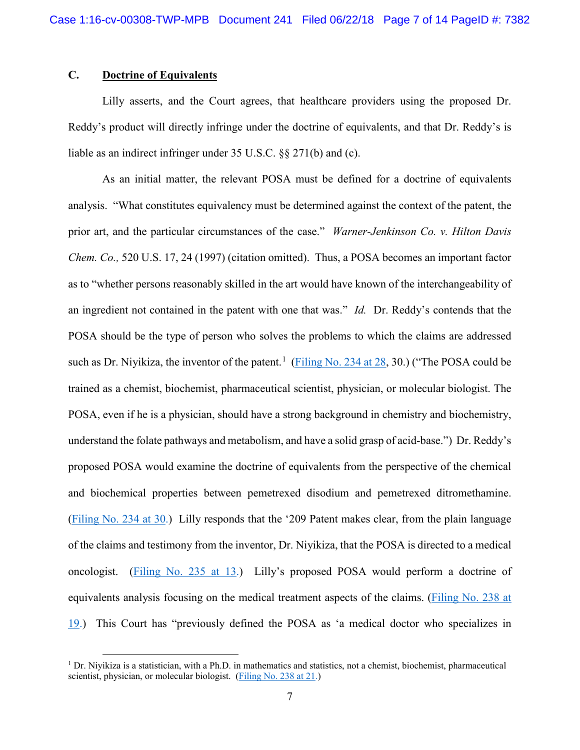### C. Doctrine of Equivalents

Lilly asserts, and the Court agrees, that healthcare providers using the proposed Dr. Reddy's product will directly infringe under the doctrine of equivalents, and that Dr. Reddy's is liable as an indirect infringer under 35 U.S.C. §§ 271(b) and (c).

As an initial matter, the relevant POSA must be defined for a doctrine of equivalents analysis. "What constitutes equivalency must be determined against the context of the patent, the prior art, and the particular circumstances of the case." *Warner-Jenkinson Co. v. Hilton Davis Chem. Co.,* 520 U.S. 17, 24 (1997) (citation omitted). Thus, a POSA becomes an important factor as to "whether persons reasonably skilled in the art would have known of the interchangeability of an ingredient not contained in the patent with one that was." *Id.* Dr. Reddy's contends that the POSA should be the type of person who solves the problems to which the claims are addressed such as Dr. Niyikiza, the inventor of the patent.[1] (Filing No. 234 at 28, 30.) ("The POSA could be trained as a chemist, biochemist, pharmaceutical scientist, physician, or molecular biologist. The POSA, even if he is a physician, should have a strong background in chemistry and biochemistry, understand the folate pathways and metabolism, and have a solid grasp of acid-base.") Dr. Reddy's proposed POSA would examine the doctrine of equivalents from the perspective of the chemical and biochemical properties between pemetrexed disodium and pemetrexed ditromethamine. (Filing No. 234 at 30.) Lilly responds that the '209 Patent makes clear, from the plain language of the claims and testimony from the inventor, Dr. Niyikiza, that the POSA is directed to a medical oncologist. (Filing No. 235 at 13.) Lilly's proposed POSA would perform a doctrine of equivalents analysis focusing on the medical treatment aspects of the claims. (Filing No. 238 at 19.) This Court has "previously defined the POSA as 'a medical doctor who specializes in

[1] Dr. Niyikiza is a statistician, with a Ph.D. in mathematics and statistics, not a chemist, biochemist, pharmaceutical scientist, physician, or molecular biologist. (Filing No. 238 at 21.)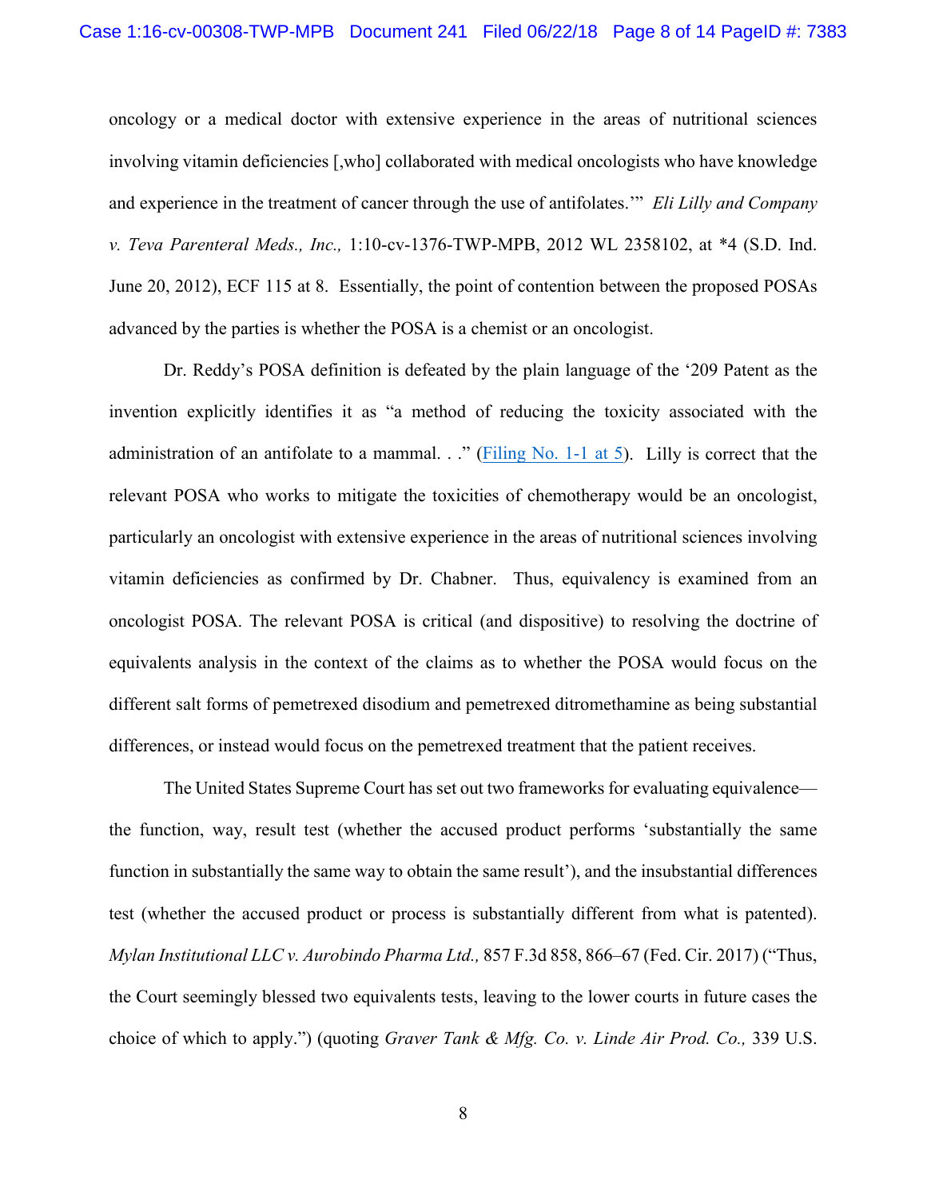oncology or a medical doctor with extensive experience in the areas of nutritional sciences involving vitamin deficiencies [,who] collaborated with medical oncologists who have knowledge and experience in the treatment of cancer through the use of antifolates.'" *Eli Lilly and Company v. Teva Parenteral Meds., Inc.,* 1:10-cv-1376-TWP-MPB, 2012 WL 2358102, at *4 (S.D. Ind. June 20, 2012), ECF 115 at 8. Essentially, the point of contention between the proposed POSAs advanced by the parties is whether the POSA is a chemist or an oncologist.

Dr. Reddy's POSA definition is defeated by the plain language of the '209 Patent as the invention explicitly identifies it as "a method of reducing the toxicity associated with the administration of an antifolate to a mammal. . ." (Filing No. 1-1 at 5). Lilly is correct that the relevant POSA who works to mitigate the toxicities of chemotherapy would be an oncologist, particularly an oncologist with extensive experience in the areas of nutritional sciences involving vitamin deficiencies as confirmed by Dr. Chabner. Thus, equivalency is examined from an oncologist POSA. The relevant POSA is critical (and dispositive) to resolving the doctrine of equivalents analysis in the context of the claims as to whether the POSA would focus on the different salt forms of pemetrexed disodium and pemetrexed ditromethamine as being substantial differences, or instead would focus on the pemetrexed treatment that the patient receives.

The United States Supreme Court has set out two frameworks for evaluating equivalence— the function, way, result test (whether the accused product performs 'substantially the same function in substantially the same way to obtain the same result'), and the insubstantial differences test (whether the accused product or process is substantially different from what is patented). *Mylan Institutional LLC v. Aurobindo Pharma Ltd.,* 857 F.3d 858, 866–67 (Fed. Cir. 2017) ("Thus, the Court seemingly blessed two equivalents tests, leaving to the lower courts in future cases the choice of which to apply.") (quoting *Graver Tank & Mfg. Co. v. Linde Air Prod. Co.,* 339 U.S.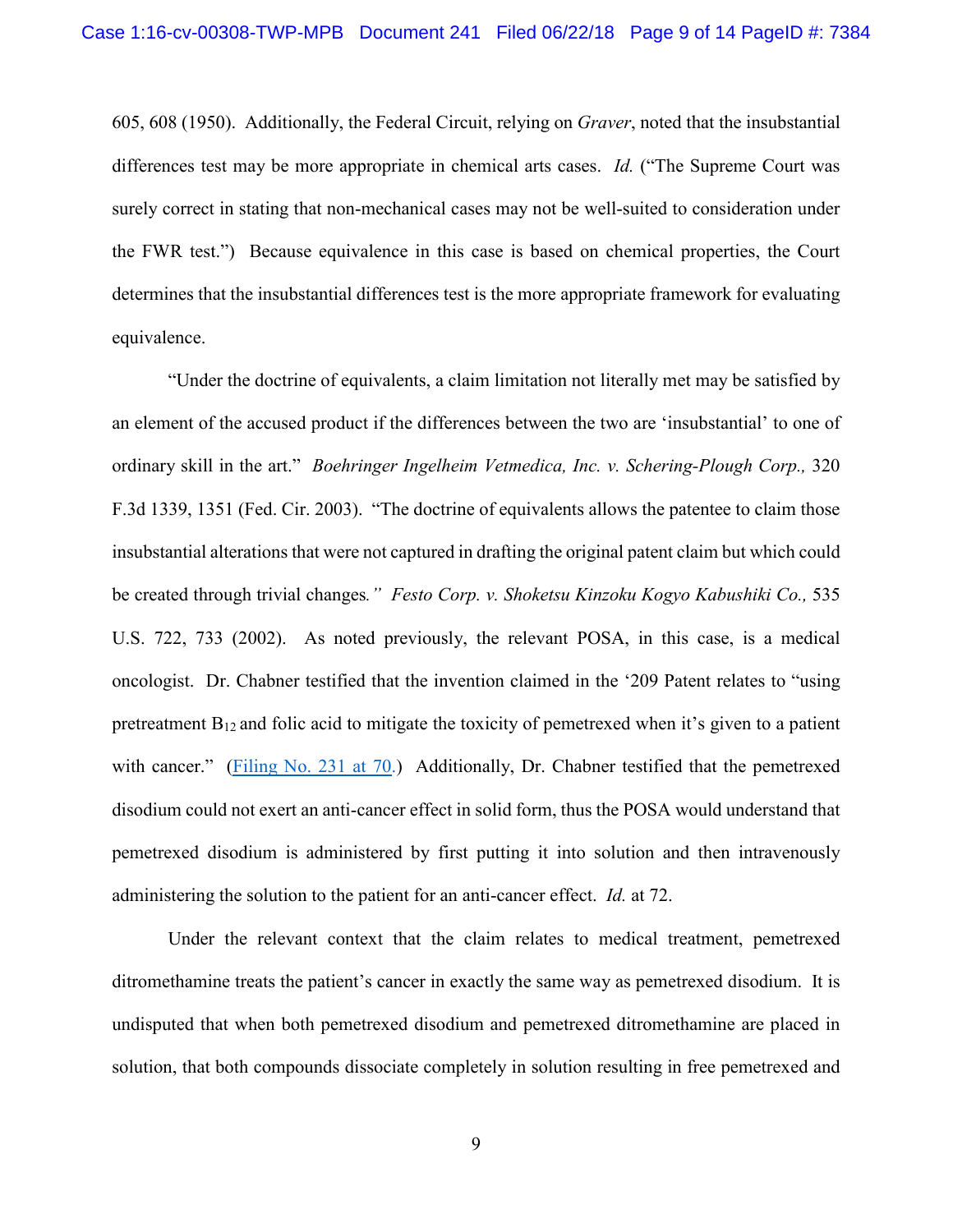605, 608 (1950). Additionally, the Federal Circuit, relying on *Graver*, noted that the insubstantial differences test may be more appropriate in chemical arts cases. *Id.* ("The Supreme Court was surely correct in stating that non-mechanical cases may not be well-suited to consideration under the FWR test.") Because equivalence in this case is based on chemical properties, the Court determines that the insubstantial differences test is the more appropriate framework for evaluating equivalence.

"Under the doctrine of equivalents, a claim limitation not literally met may be satisfied by an element of the accused product if the differences between the two are 'insubstantial' to one of ordinary skill in the art." *Boehringer Ingelheim Vetmedica, Inc. v. Schering-Plough Corp.,* 320 F.3d 1339, 1351 (Fed. Cir. 2003). "The doctrine of equivalents allows the patentee to claim those insubstantial alterations that were not captured in drafting the original patent claim but which could be created through trivial changes*." Festo Corp. v. Shoketsu Kinzoku Kogyo Kabushiki Co.,* 535 U.S. 722, 733 (2002). As noted previously, the relevant POSA, in this case, is a medical oncologist. Dr. Chabner testified that the invention claimed in the '209 Patent relates to "using pretreatment $B_{12}$ and folic acid to mitigate the toxicity of pemetrexed when it's given to a patient with cancer." (Filing No. 231 at 70.) Additionally, Dr. Chabner testified that the pemetrexed disodium could not exert an anti-cancer effect in solid form, thus the POSA would understand that pemetrexed disodium is administered by first putting it into solution and then intravenously administering the solution to the patient for an anti-cancer effect. *Id.* at 72.

Under the relevant context that the claim relates to medical treatment, pemetrexed ditromethamine treats the patient's cancer in exactly the same way as pemetrexed disodium. It is undisputed that when both pemetrexed disodium and pemetrexed ditromethamine are placed in solution, that both compounds dissociate completely in solution resulting in free pemetrexed and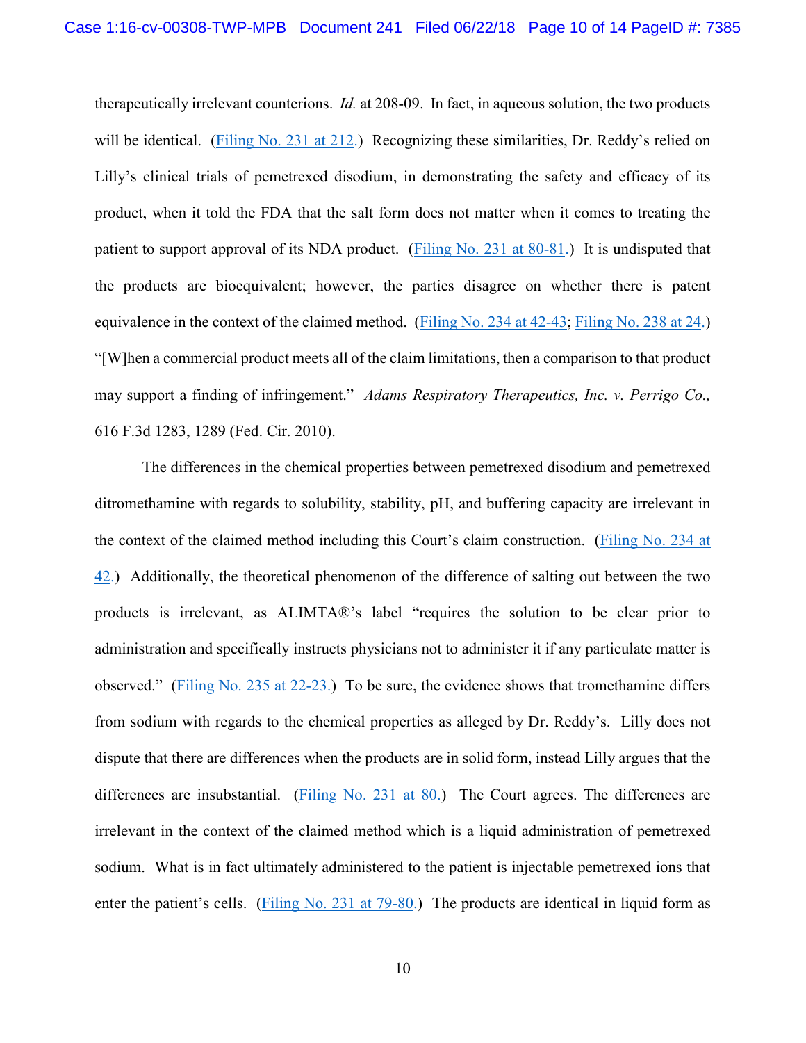therapeutically irrelevant counterions. *Id.* at 208-09. In fact, in aqueous solution, the two products will be identical. (Filing No. 231 at 212.) Recognizing these similarities, Dr. Reddy's relied on Lilly's clinical trials of pemetrexed disodium, in demonstrating the safety and efficacy of its product, when it told the FDA that the salt form does not matter when it comes to treating the patient to support approval of its NDA product. (Filing No. 231 at 80-81.) It is undisputed that the products are bioequivalent; however, the parties disagree on whether there is patent equivalence in the context of the claimed method. (Filing No. 234 at 42-43; Filing No. 238 at 24.) "[W]hen a commercial product meets all of the claim limitations, then a comparison to that product may support a finding of infringement." *Adams Respiratory Therapeutics, Inc. v. Perrigo Co.,* 616 F.3d 1283, 1289 (Fed. Cir. 2010).

The differences in the chemical properties between pemetrexed disodium and pemetrexed ditromethamine with regards to solubility, stability, pH, and buffering capacity are irrelevant in the context of the claimed method including this Court's claim construction. (Filing No. 234 at 42.) Additionally, the theoretical phenomenon of the difference of salting out between the two products is irrelevant, as ALIMTA®'s label "requires the solution to be clear prior to administration and specifically instructs physicians not to administer it if any particulate matter is observed." (Filing No. 235 at 22-23.) To be sure, the evidence shows that tromethamine differs from sodium with regards to the chemical properties as alleged by Dr. Reddy's. Lilly does not dispute that there are differences when the products are in solid form, instead Lilly argues that the differences are insubstantial. (Filing No. 231 at 80.) The Court agrees. The differences are irrelevant in the context of the claimed method which is a liquid administration of pemetrexed sodium. What is in fact ultimately administered to the patient is injectable pemetrexed ions that enter the patient's cells. (Filing No. 231 at 79-80.) The products are identical in liquid form as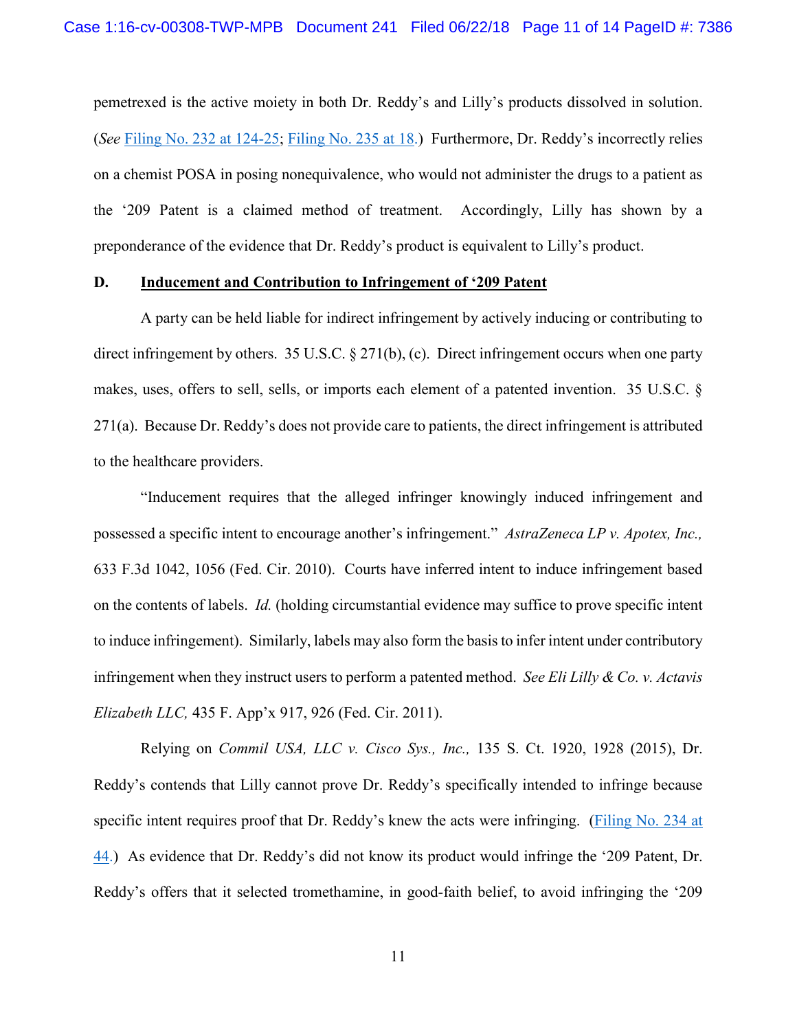pemetrexed is the active moiety in both Dr. Reddy's and Lilly's products dissolved in solution. (*See* Filing No. 232 at 124-25; Filing No. 235 at 18.) Furthermore, Dr. Reddy's incorrectly relies on a chemist POSA in posing nonequivalence, who would not administer the drugs to a patient as the '209 Patent is a claimed method of treatment. Accordingly, Lilly has shown by a preponderance of the evidence that Dr. Reddy's product is equivalent to Lilly's product.

**D. Inducement and Contribution to Infringement of '209 Patent**

A party can be held liable for indirect infringement by actively inducing or contributing to direct infringement by others. 35 U.S.C. § 271(b), (c). Direct infringement occurs when one party makes, uses, offers to sell, sells, or imports each element of a patented invention. 35 U.S.C. § 271(a). Because Dr. Reddy's does not provide care to patients, the direct infringement is attributed to the healthcare providers.

"Inducement requires that the alleged infringer knowingly induced infringement and possessed a specific intent to encourage another's infringement." *AstraZeneca LP v. Apotex, Inc.,* 633 F.3d 1042, 1056 (Fed. Cir. 2010). Courts have inferred intent to induce infringement based on the contents of labels. *Id.* (holding circumstantial evidence may suffice to prove specific intent to induce infringement). Similarly, labels may also form the basis to infer intent under contributory infringement when they instruct users to perform a patented method. *See Eli Lilly & Co. v. Actavis Elizabeth LLC,* 435 F. App'x 917, 926 (Fed. Cir. 2011).

Relying on *Commil USA, LLC v. Cisco Sys., Inc.,* 135 S. Ct. 1920, 1928 (2015), Dr. Reddy's contends that Lilly cannot prove Dr. Reddy's specifically intended to infringe because specific intent requires proof that Dr. Reddy's knew the acts were infringing. (Filing No. 234 at 44.) As evidence that Dr. Reddy's did not know its product would infringe the '209 Patent, Dr. Reddy's offers that it selected tromethamine, in good-faith belief, to avoid infringing the '209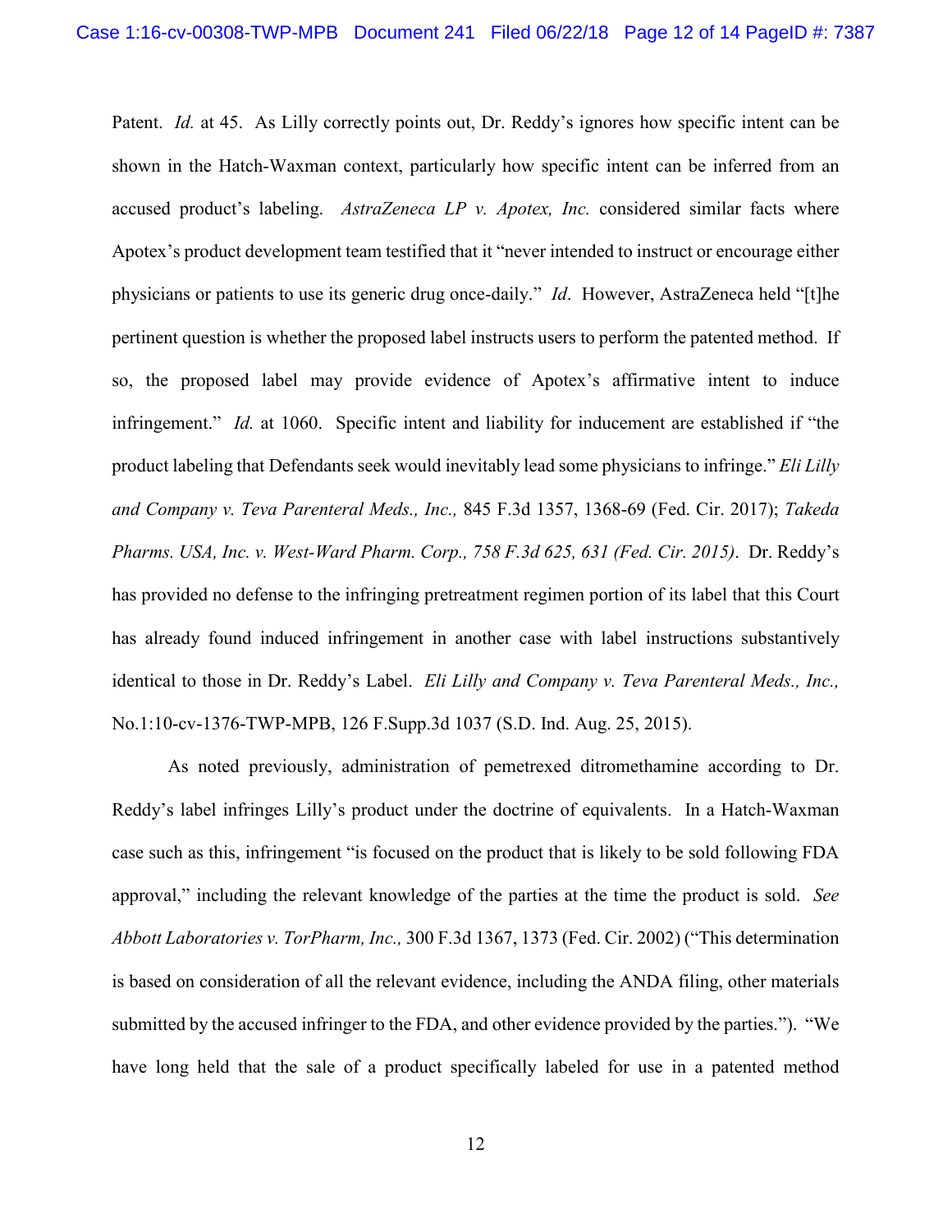Patent. *Id.* at 45. As Lilly correctly points out, Dr. Reddy's ignores how specific intent can be shown in the Hatch-Waxman context, particularly how specific intent can be inferred from an accused product's labeling. *AstraZeneca LP v. Apotex, Inc.* considered similar facts where Apotex's product development team testified that it "never intended to instruct or encourage either physicians or patients to use its generic drug once-daily." *Id*. However, AstraZeneca held "[t]he pertinent question is whether the proposed label instructs users to perform the patented method. If so, the proposed label may provide evidence of Apotex's affirmative intent to induce infringement." *Id.* at 1060. Specific intent and liability for inducement are established if "the product labeling that Defendants seek would inevitably lead some physicians to infringe." *Eli Lilly and Company v. Teva Parenteral Meds., Inc.,* 845 F.3d 1357, 1368-69 (Fed. Cir. 2017); *Takeda Pharms. USA, Inc. v. West-Ward Pharm. Corp., 758 F.3d 625, 631 (Fed. Cir. 2015)*. Dr. Reddy's has provided no defense to the infringing pretreatment regimen portion of its label that this Court has already found induced infringement in another case with label instructions substantively identical to those in Dr. Reddy's Label. *Eli Lilly and Company v. Teva Parenteral Meds., Inc.,* No.1:10-cv-1376-TWP-MPB, 126 F.Supp.3d 1037 (S.D. Ind. Aug. 25, 2015).

As noted previously, administration of pemetrexed ditromethamine according to Dr. Reddy's label infringes Lilly's product under the doctrine of equivalents. In a Hatch-Waxman case such as this, infringement "is focused on the product that is likely to be sold following FDA approval," including the relevant knowledge of the parties at the time the product is sold. *See Abbott Laboratories v. TorPharm, Inc.,* 300 F.3d 1367, 1373 (Fed. Cir. 2002) ("This determination is based on consideration of all the relevant evidence, including the ANDA filing, other materials submitted by the accused infringer to the FDA, and other evidence provided by the parties."). "We have long held that the sale of a product specifically labeled for use in a patented method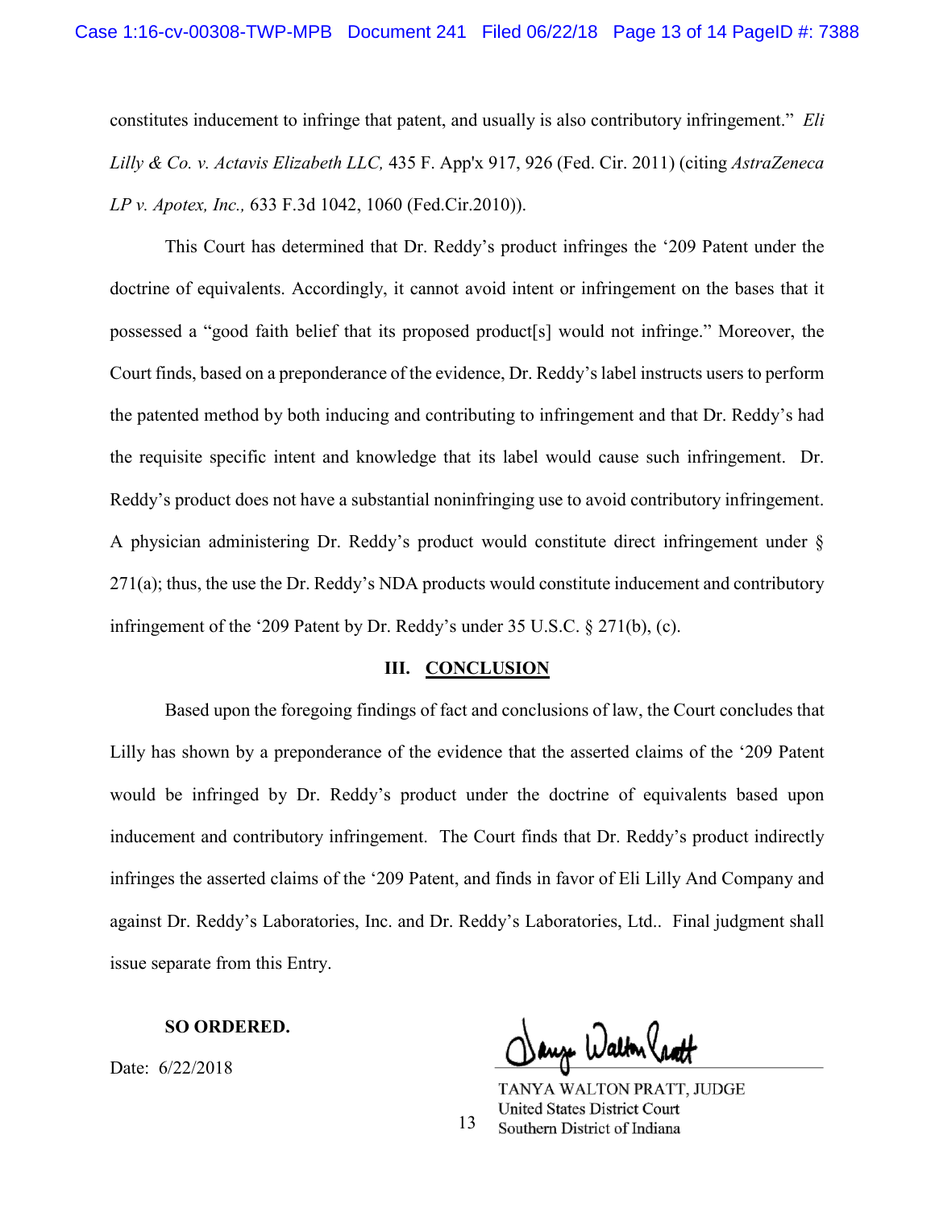constitutes inducement to infringe that patent, and usually is also contributory infringement." *Eli Lilly & Co. v. Actavis Elizabeth LLC,* 435 F. App'x 917, 926 (Fed. Cir. 2011) (citing *AstraZeneca LP v. Apotex, Inc.,* 633 F.3d 1042, 1060 (Fed.Cir.2010)).

This Court has determined that Dr. Reddy's product infringes the '209 Patent under the doctrine of equivalents. Accordingly, it cannot avoid intent or infringement on the bases that it possessed a "good faith belief that its proposed product[s] would not infringe." Moreover, the Court finds, based on a preponderance of the evidence, Dr. Reddy's label instructs users to perform the patented method by both inducing and contributing to infringement and that Dr. Reddy's had the requisite specific intent and knowledge that its label would cause such infringement. Dr. Reddy's product does not have a substantial noninfringing use to avoid contributory infringement. A physician administering Dr. Reddy's product would constitute direct infringement under § 271(a); thus, the use the Dr. Reddy's NDA products would constitute inducement and contributory infringement of the '209 Patent by Dr. Reddy's under 35 U.S.C. § 271(b), (c).

## III. CONCLUSION

Based upon the foregoing findings of fact and conclusions of law, the Court concludes that Lilly has shown by a preponderance of the evidence that the asserted claims of the '209 Patent would be infringed by Dr. Reddy's product under the doctrine of equivalents based upon inducement and contributory infringement. The Court finds that Dr. Reddy's product indirectly infringes the asserted claims of the '209 Patent, and finds in favor of Eli Lilly And Company and against Dr. Reddy's Laboratories, Inc. and Dr. Reddy's Laboratories, Ltd.. Final judgment shall issue separate from this Entry.

**SO ORDERED.**

Date: 6/22/2018

TANYA WALTON PRATT, JUDGE
United States District Court
Southern District of Indiana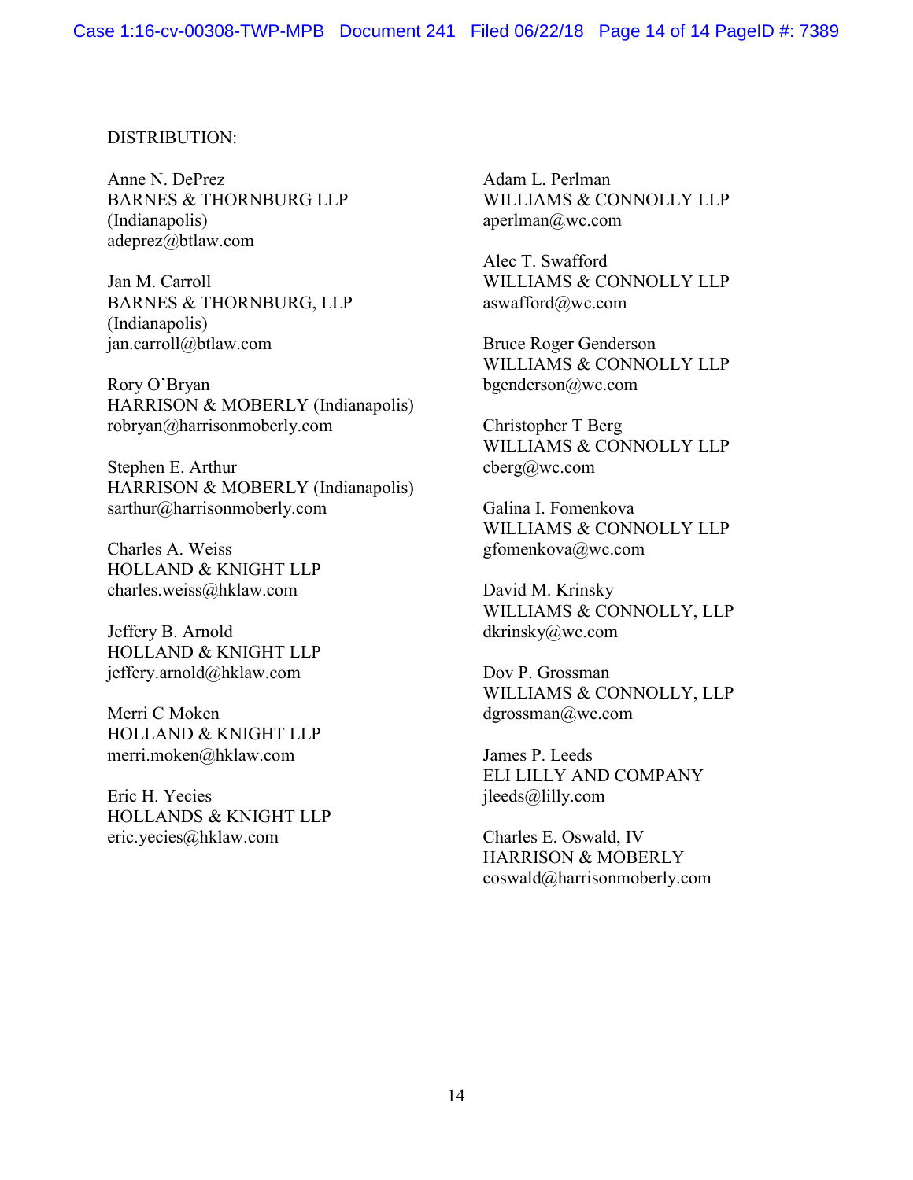DISTRIBUTION:

Anne N. DePrez
BARNES & THORNBURG LLP
(Indianapolis)
adeprez@btlaw.com

Jan M. Carroll
BARNES & THORNBURG, LLP
(Indianapolis)
jan.carroll@btlaw.com

Rory O'Bryan
HARRISON & MOBERLY (Indianapolis)
robryan@harrisonmoberly.com

Stephen E. Arthur
HARRISON & MOBERLY (Indianapolis)
sarthur@harrisonmoberly.com

Charles A. Weiss
HOLLAND & KNIGHT LLP
charles.weiss@hklaw.com

Jeffery B. Arnold
HOLLAND & KNIGHT LLP
jeffery.arnold@hklaw.com

Merri C Moken
HOLLAND & KNIGHT LLP
merri.moken@hklaw.com

Eric H. Yecies
HOLLANDS & KNIGHT LLP
eric.yecies@hklaw.com

Adam L. Perlman
WILLIAMS & CONNOLLY LLP
aperlman@wc.com

Alec T. Swafford
WILLIAMS & CONNOLLY LLP
aswafford@wc.com

Bruce Roger Genderson
WILLIAMS & CONNOLLY LLP
bgenderson@wc.com

Christopher T Berg
WILLIAMS & CONNOLLY LLP
cberg@wc.com

Galina I. Fomenkova
WILLIAMS & CONNOLLY LLP
gfomenkova@wc.com

David M. Krinsky
WILLIAMS & CONNOLLY, LLP
dkrinsky@wc.com

Dov P. Grossman
WILLIAMS & CONNOLLY, LLP
dgrossman@wc.com

James P. Leeds
ELI LILLY AND COMPANY
jleeds@lilly.com

Charles E. Oswald, IV
HARRISON & MOBERLY
coswald@harrisonmoberly.com